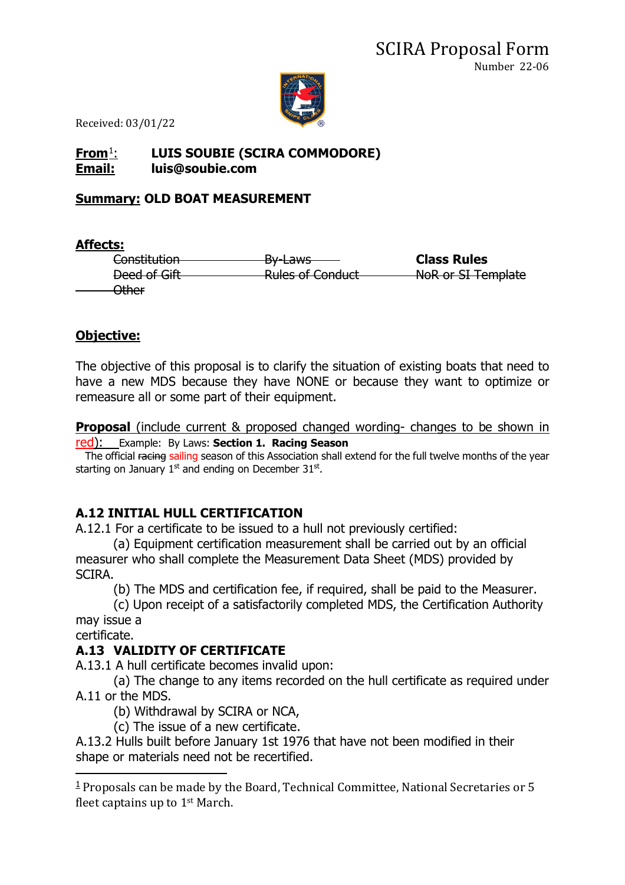# SCIRA Proposal Form

Number 22-06

Received: 03/01/22

**From[1]:** **LUIS SOUBIE (SCIRA COMMODORE)**
**Email:** **luis@soubie.com**

**Summary: OLD BOAT MEASUREMENT**

**Affects:**

| | | |
|---|---|---|
| ~~Constitution~~ | ~~By-Laws~~ | **Class Rules** |
| ~~Deed of Gift~~ | ~~Rules of Conduct~~ | ~~NoR or SI Template~~ |
| ~~Other~~ | | |

**Objective:**

The objective of this proposal is to clarify the situation of existing boats that need to have a new MDS because they have NONE or because they want to optimize or remeasure all or some part of their equipment.

**Proposal** (include current & proposed changed wording- changes to be shown in red): Example: By Laws: **Section 1. Racing Season**
The official ~~racing~~ sailing season of this Association shall extend for the full twelve months of the year starting on January 1st and ending on December 31st.

**A.12 INITIAL HULL CERTIFICATION**

A.12.1 For a certificate to be issued to a hull not previously certified:

(a) Equipment certification measurement shall be carried out by an official measurer who shall complete the Measurement Data Sheet (MDS) provided by SCIRA.

(b) The MDS and certification fee, if required, shall be paid to the Measurer.

(c) Upon receipt of a satisfactorily completed MDS, the Certification Authority may issue a
certificate.

**A.13 VALIDITY OF CERTIFICATE**

A.13.1 A hull certificate becomes invalid upon:

(a) The change to any items recorded on the hull certificate as required under A.11 or the MDS.

(b) Withdrawal by SCIRA or NCA,

(c) The issue of a new certificate.

A.13.2 Hulls built before January 1st 1976 that have not been modified in their shape or materials need not be recertified.

---

[1] Proposals can be made by the Board, Technical Committee, National Secretaries or 5 fleet captains up to 1st March.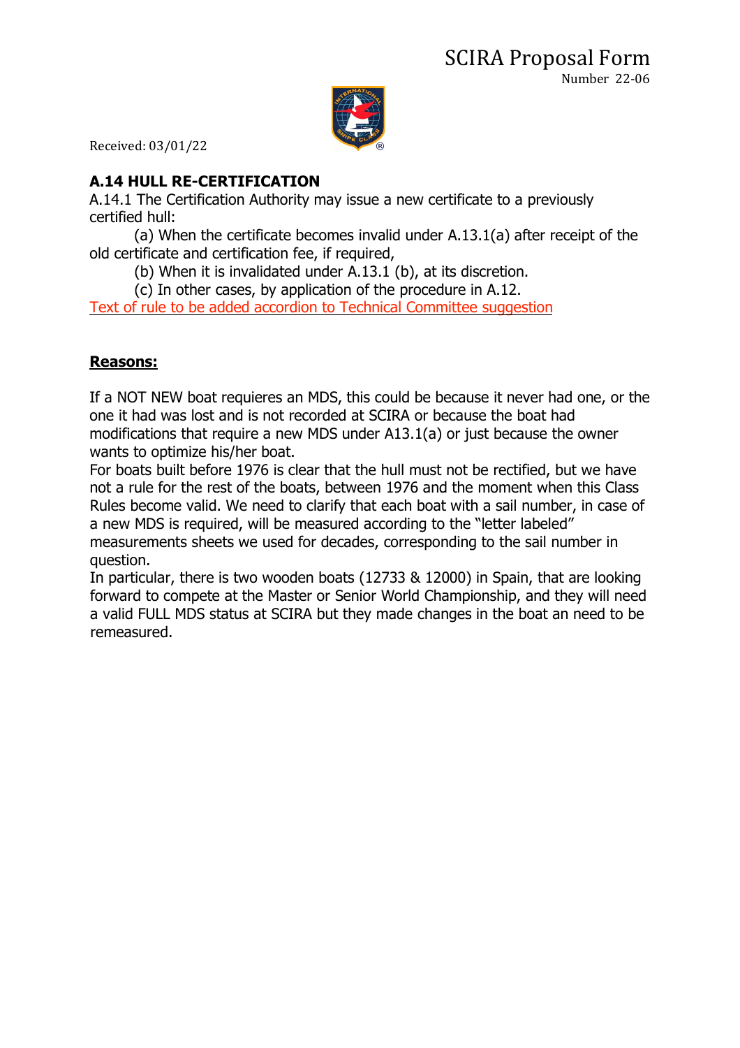SCIRA Proposal Form

Number 22-06

Received: 03/01/22

**A.14 HULL RE-CERTIFICATION**

A.14.1 The Certification Authority may issue a new certificate to a previously certified hull:

(a) When the certificate becomes invalid under A.13.1(a) after receipt of the old certificate and certification fee, if required,

(b) When it is invalidated under A.13.1 (b), at its discretion.

(c) In other cases, by application of the procedure in A.12.

Text of rule to be added accordion to Technical Committee suggestion

**Reasons:**

If a NOT NEW boat requieres an MDS, this could be because it never had one, or the one it had was lost and is not recorded at SCIRA or because the boat had modifications that require a new MDS under A13.1(a) or just because the owner wants to optimize his/her boat.

For boats built before 1976 is clear that the hull must not be rectified, but we have not a rule for the rest of the boats, between 1976 and the moment when this Class Rules become valid. We need to clarify that each boat with a sail number, in case of a new MDS is required, will be measured according to the "letter labeled" measurements sheets we used for decades, corresponding to the sail number in question.

In particular, there is two wooden boats (12733 & 12000) in Spain, that are looking forward to compete at the Master or Senior World Championship, and they will need a valid FULL MDS status at SCIRA but they made changes in the boat an need to be remeasured.